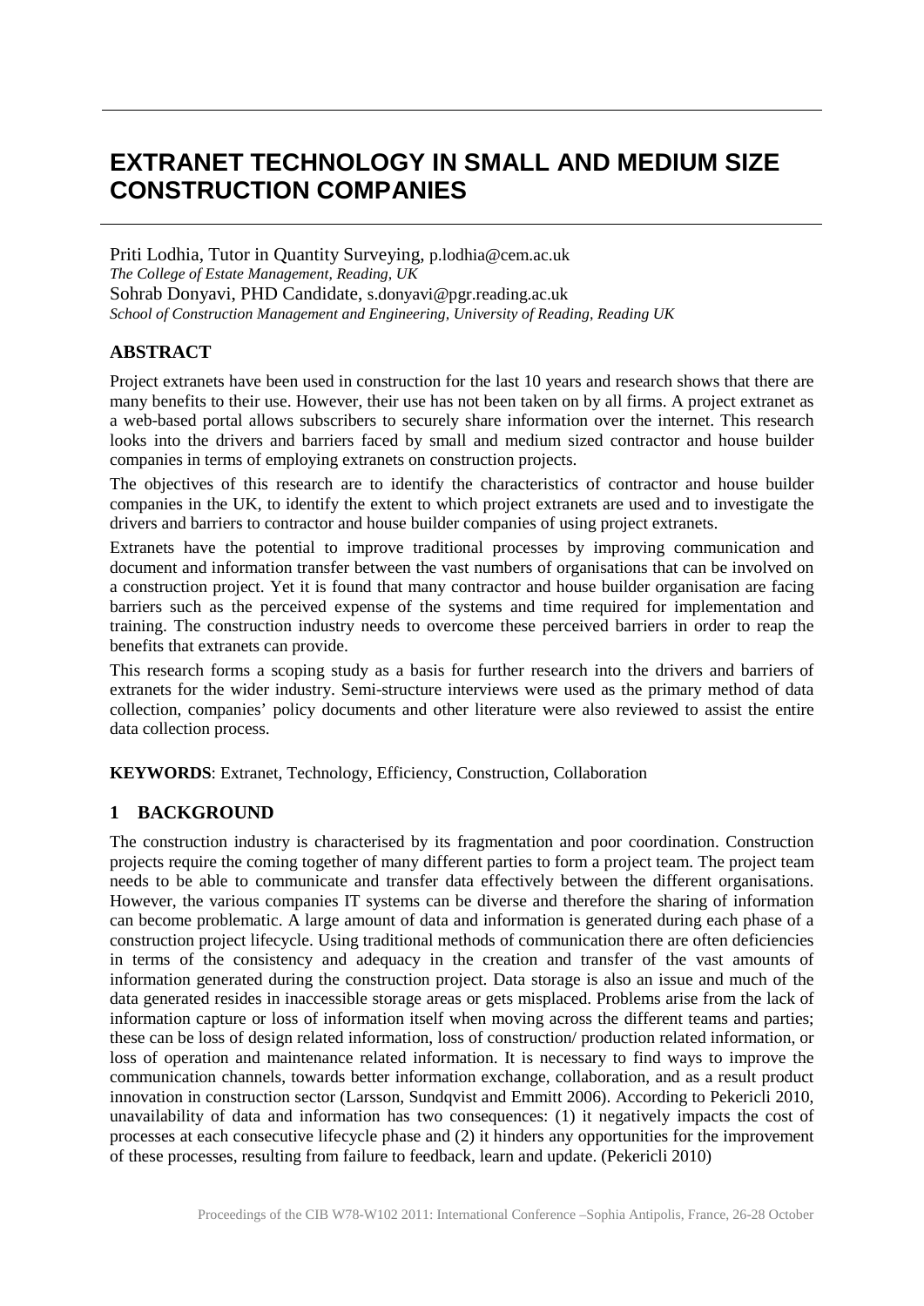# EXTRANET TECHNOLOGY IN SMALL AND MEDIUM SIZE CONSTRUCTION COMPANIES

Priti Lodhia, Tutor in Quantity Surveying, p.lodhia@cem.ac.uk
*The College of Estate Management, Reading, UK*
Sohrab Donyavi, PHD Candidate, s.donyavi@pgr.reading.ac.uk
*School of Construction Management and Engineering, University of Reading, Reading UK*

## ABSTRACT

Project extranets have been used in construction for the last 10 years and research shows that there are many benefits to their use. However, their use has not been taken on by all firms. A project extranet as a web-based portal allows subscribers to securely share information over the internet. This research looks into the drivers and barriers faced by small and medium sized contractor and house builder companies in terms of employing extranets on construction projects.

The objectives of this research are to identify the characteristics of contractor and house builder companies in the UK, to identify the extent to which project extranets are used and to investigate the drivers and barriers to contractor and house builder companies of using project extranets.

Extranets have the potential to improve traditional processes by improving communication and document and information transfer between the vast numbers of organisations that can be involved on a construction project. Yet it is found that many contractor and house builder organisation are facing barriers such as the perceived expense of the systems and time required for implementation and training. The construction industry needs to overcome these perceived barriers in order to reap the benefits that extranets can provide.

This research forms a scoping study as a basis for further research into the drivers and barriers of extranets for the wider industry. Semi-structure interviews were used as the primary method of data collection, companies' policy documents and other literature were also reviewed to assist the entire data collection process.

**KEYWORDS**: Extranet, Technology, Efficiency, Construction, Collaboration

## 1 BACKGROUND

The construction industry is characterised by its fragmentation and poor coordination. Construction projects require the coming together of many different parties to form a project team. The project team needs to be able to communicate and transfer data effectively between the different organisations. However, the various companies IT systems can be diverse and therefore the sharing of information can become problematic. A large amount of data and information is generated during each phase of a construction project lifecycle. Using traditional methods of communication there are often deficiencies in terms of the consistency and adequacy in the creation and transfer of the vast amounts of information generated during the construction project. Data storage is also an issue and much of the data generated resides in inaccessible storage areas or gets misplaced. Problems arise from the lack of information capture or loss of information itself when moving across the different teams and parties; these can be loss of design related information, loss of construction/ production related information, or loss of operation and maintenance related information. It is necessary to find ways to improve the communication channels, towards better information exchange, collaboration, and as a result product innovation in construction sector (Larsson, Sundqvist and Emmitt 2006). According to Pekericli 2010, unavailability of data and information has two consequences: (1) it negatively impacts the cost of processes at each consecutive lifecycle phase and (2) it hinders any opportunities for the improvement of these processes, resulting from failure to feedback, learn and update. (Pekericli 2010)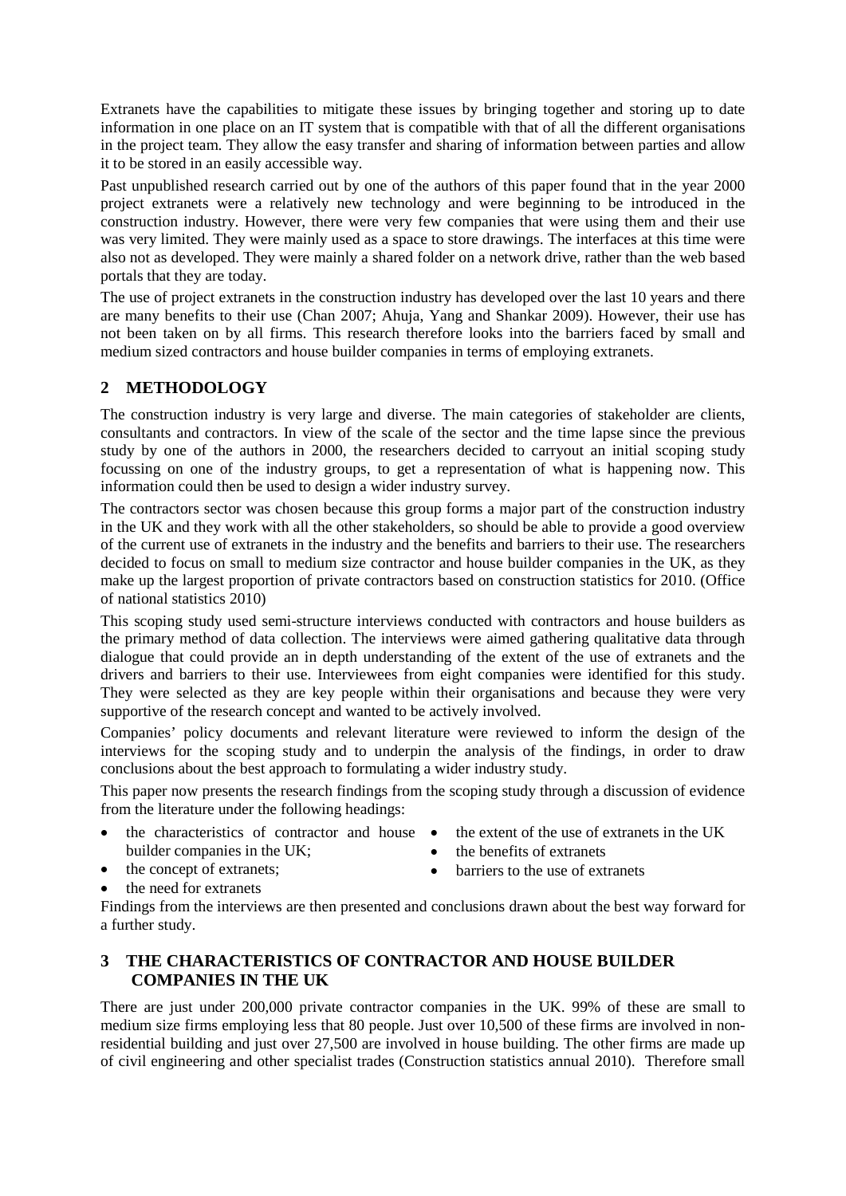Extranets have the capabilities to mitigate these issues by bringing together and storing up to date information in one place on an IT system that is compatible with that of all the different organisations in the project team. They allow the easy transfer and sharing of information between parties and allow it to be stored in an easily accessible way.

Past unpublished research carried out by one of the authors of this paper found that in the year 2000 project extranets were a relatively new technology and were beginning to be introduced in the construction industry. However, there were very few companies that were using them and their use was very limited. They were mainly used as a space to store drawings. The interfaces at this time were also not as developed. They were mainly a shared folder on a network drive, rather than the web based portals that they are today.

The use of project extranets in the construction industry has developed over the last 10 years and there are many benefits to their use (Chan 2007; Ahuja, Yang and Shankar 2009). However, their use has not been taken on by all firms. This research therefore looks into the barriers faced by small and medium sized contractors and house builder companies in terms of employing extranets.

## 2 METHODOLOGY

The construction industry is very large and diverse. The main categories of stakeholder are clients, consultants and contractors. In view of the scale of the sector and the time lapse since the previous study by one of the authors in 2000, the researchers decided to carryout an initial scoping study focussing on one of the industry groups, to get a representation of what is happening now. This information could then be used to design a wider industry survey.

The contractors sector was chosen because this group forms a major part of the construction industry in the UK and they work with all the other stakeholders, so should be able to provide a good overview of the current use of extranets in the industry and the benefits and barriers to their use. The researchers decided to focus on small to medium size contractor and house builder companies in the UK, as they make up the largest proportion of private contractors based on construction statistics for 2010. (Office of national statistics 2010)

This scoping study used semi-structure interviews conducted with contractors and house builders as the primary method of data collection. The interviews were aimed gathering qualitative data through dialogue that could provide an in depth understanding of the extent of the use of extranets and the drivers and barriers to their use. Interviewees from eight companies were identified for this study. They were selected as they are key people within their organisations and because they were very supportive of the research concept and wanted to be actively involved.

Companies' policy documents and relevant literature were reviewed to inform the design of the interviews for the scoping study and to underpin the analysis of the findings, in order to draw conclusions about the best approach to formulating a wider industry study.

This paper now presents the research findings from the scoping study through a discussion of evidence from the literature under the following headings:

- the characteristics of contractor and house builder companies in the UK;
- the concept of extranets;
- the need for extranets
- the extent of the use of extranets in the UK
- the benefits of extranets
- barriers to the use of extranets

Findings from the interviews are then presented and conclusions drawn about the best way forward for a further study.

## 3 THE CHARACTERISTICS OF CONTRACTOR AND HOUSE BUILDER COMPANIES IN THE UK

There are just under 200,000 private contractor companies in the UK. 99% of these are small to medium size firms employing less that 80 people. Just over 10,500 of these firms are involved in non-residential building and just over 27,500 are involved in house building. The other firms are made up of civil engineering and other specialist trades (Construction statistics annual 2010). Therefore small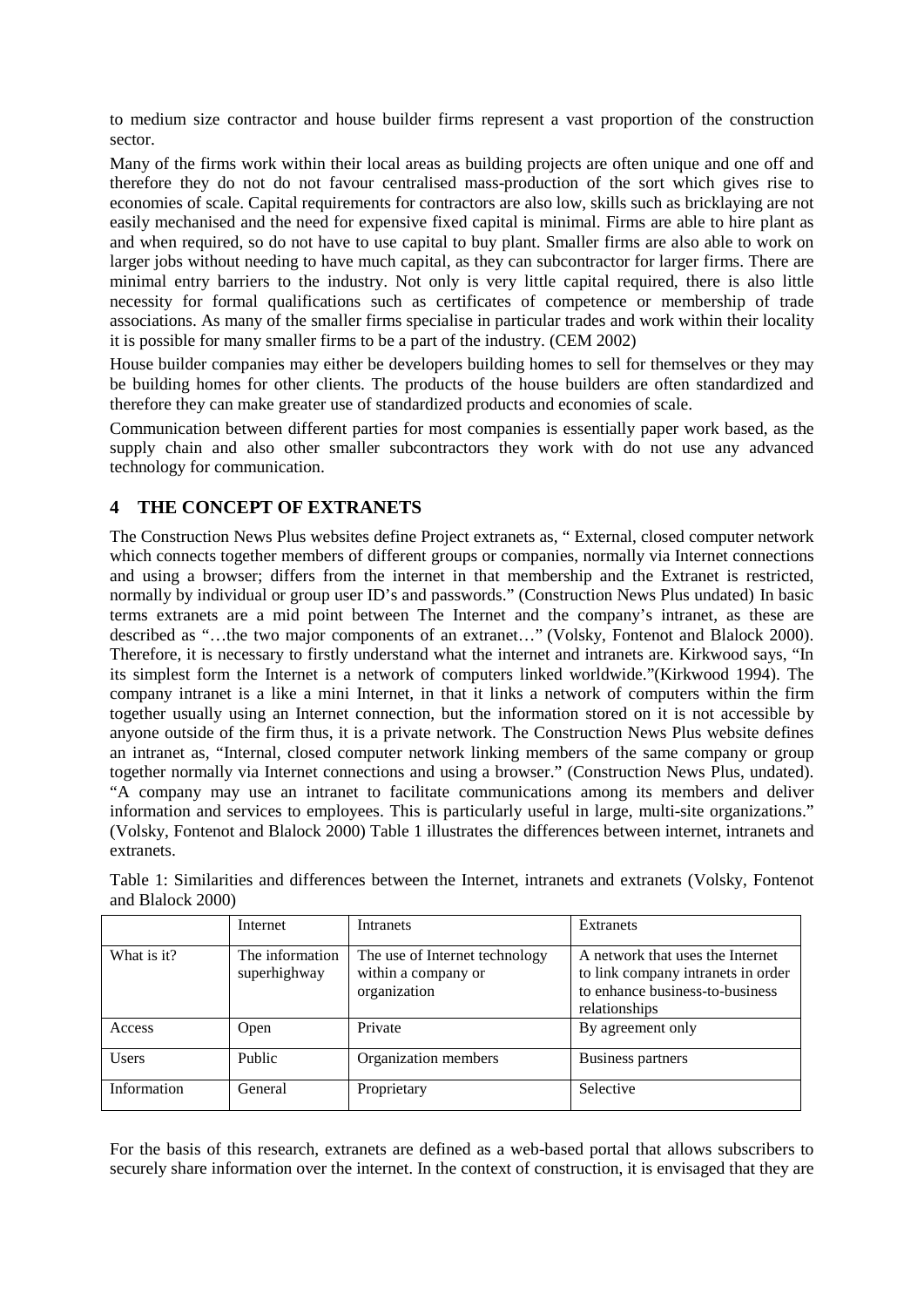to medium size contractor and house builder firms represent a vast proportion of the construction sector.

Many of the firms work within their local areas as building projects are often unique and one off and therefore they do not do not favour centralised mass-production of the sort which gives rise to economies of scale. Capital requirements for contractors are also low, skills such as bricklaying are not easily mechanised and the need for expensive fixed capital is minimal. Firms are able to hire plant as and when required, so do not have to use capital to buy plant. Smaller firms are also able to work on larger jobs without needing to have much capital, as they can subcontractor for larger firms. There are minimal entry barriers to the industry. Not only is very little capital required, there is also little necessity for formal qualifications such as certificates of competence or membership of trade associations. As many of the smaller firms specialise in particular trades and work within their locality it is possible for many smaller firms to be a part of the industry. (CEM 2002)

House builder companies may either be developers building homes to sell for themselves or they may be building homes for other clients. The products of the house builders are often standardized and therefore they can make greater use of standardized products and economies of scale.

Communication between different parties for most companies is essentially paper work based, as the supply chain and also other smaller subcontractors they work with do not use any advanced technology for communication.

## 4 THE CONCEPT OF EXTRANETS

The Construction News Plus websites define Project extranets as, " External, closed computer network which connects together members of different groups or companies, normally via Internet connections and using a browser; differs from the internet in that membership and the Extranet is restricted, normally by individual or group user ID's and passwords." (Construction News Plus undated) In basic terms extranets are a mid point between The Internet and the company's intranet, as these are described as "…the two major components of an extranet…" (Volsky, Fontenot and Blalock 2000). Therefore, it is necessary to firstly understand what the internet and intranets are. Kirkwood says, "In its simplest form the Internet is a network of computers linked worldwide."(Kirkwood 1994). The company intranet is a like a mini Internet, in that it links a network of computers within the firm together usually using an Internet connection, but the information stored on it is not accessible by anyone outside of the firm thus, it is a private network. The Construction News Plus website defines an intranet as, "Internal, closed computer network linking members of the same company or group together normally via Internet connections and using a browser." (Construction News Plus, undated). "A company may use an intranet to facilitate communications among its members and deliver information and services to employees. This is particularly useful in large, multi-site organizations." (Volsky, Fontenot and Blalock 2000) Table 1 illustrates the differences between internet, intranets and extranets.

Table 1: Similarities and differences between the Internet, intranets and extranets (Volsky, Fontenot and Blalock 2000)

| | Internet | Intranets | Extranets |
|---|---|---|---|
| What is it? | The information superhighway | The use of Internet technology within a company or organization | A network that uses the Internet to link company intranets in order to enhance business-to-business relationships |
| Access | Open | Private | By agreement only |
| Users | Public | Organization members | Business partners |
| Information | General | Proprietary | Selective |

For the basis of this research, extranets are defined as a web-based portal that allows subscribers to securely share information over the internet. In the context of construction, it is envisaged that they are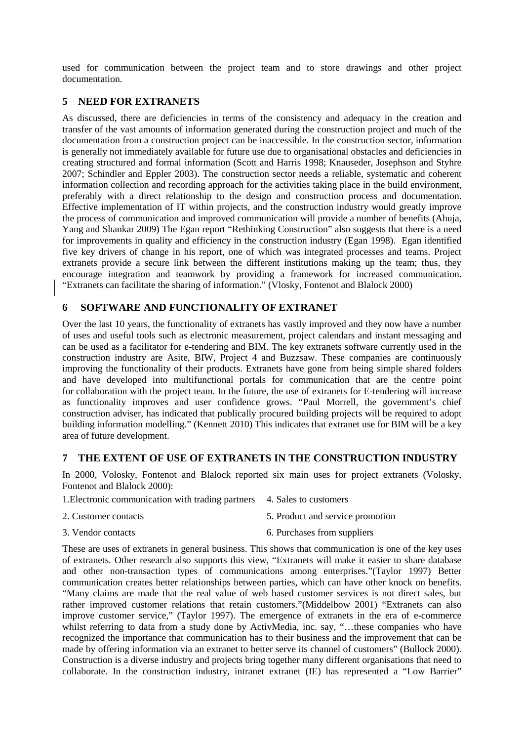used for communication between the project team and to store drawings and other project documentation.

## 5 NEED FOR EXTRANETS

As discussed, there are deficiencies in terms of the consistency and adequacy in the creation and transfer of the vast amounts of information generated during the construction project and much of the documentation from a construction project can be inaccessible. In the construction sector, information is generally not immediately available for future use due to organisational obstacles and deficiencies in creating structured and formal information (Scott and Harris 1998; Knauseder, Josephson and Styhre 2007; Schindler and Eppler 2003). The construction sector needs a reliable, systematic and coherent information collection and recording approach for the activities taking place in the build environment, preferably with a direct relationship to the design and construction process and documentation. Effective implementation of IT within projects, and the construction industry would greatly improve the process of communication and improved communication will provide a number of benefits (Ahuja, Yang and Shankar 2009) The Egan report "Rethinking Construction" also suggests that there is a need for improvements in quality and efficiency in the construction industry (Egan 1998). Egan identified five key drivers of change in his report, one of which was integrated processes and teams. Project extranets provide a secure link between the different institutions making up the team; thus, they encourage integration and teamwork by providing a framework for increased communication. "Extranets can facilitate the sharing of information." (Vlosky, Fontenot and Blalock 2000)

## 6 SOFTWARE AND FUNCTIONALITY OF EXTRANET

Over the last 10 years, the functionality of extranets has vastly improved and they now have a number of uses and useful tools such as electronic measurement, project calendars and instant messaging and can be used as a facilitator for e-tendering and BIM. The key extranets software currently used in the construction industry are Asite, BIW, Project 4 and Buzzsaw. These companies are continuously improving the functionality of their products. Extranets have gone from being simple shared folders and have developed into multifunctional portals for communication that are the centre point for collaboration with the project team. In the future, the use of extranets for E-tendering will increase as functionality improves and user confidence grows. "Paul Morrell, the government's chief construction adviser, has indicated that publically procured building projects will be required to adopt building information modelling." (Kennett 2010) This indicates that extranet use for BIM will be a key area of future development.

## 7 THE EXTENT OF USE OF EXTRANETS IN THE CONSTRUCTION INDUSTRY

In 2000, Volosky, Fontenot and Blalock reported six main uses for project extranets (Volosky, Fontenot and Blalock 2000):

1. Electronic communication with trading partners
2. Customer contacts
3. Vendor contacts
4. Sales to customers
5. Product and service promotion
6. Purchases from suppliers

These are uses of extranets in general business. This shows that communication is one of the key uses of extranets. Other research also supports this view, "Extranets will make it easier to share database and other non-transaction types of communications among enterprises."(Taylor 1997) Better communication creates better relationships between parties, which can have other knock on benefits. "Many claims are made that the real value of web based customer services is not direct sales, but rather improved customer relations that retain customers."(Middelbow 2001) "Extranets can also improve customer service," (Taylor 1997). The emergence of extranets in the era of e-commerce whilst referring to data from a study done by ActivMedia, inc. say, "…these companies who have recognized the importance that communication has to their business and the improvement that can be made by offering information via an extranet to better serve its channel of customers" (Bullock 2000). Construction is a diverse industry and projects bring together many different organisations that need to collaborate. In the construction industry, intranet extranet (IE) has represented a "Low Barrier"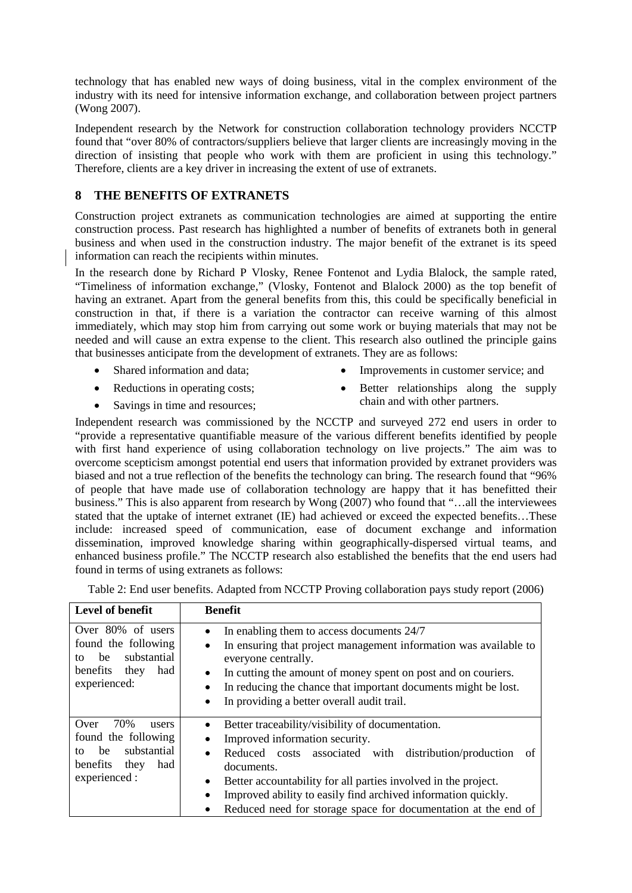technology that has enabled new ways of doing business, vital in the complex environment of the industry with its need for intensive information exchange, and collaboration between project partners (Wong 2007).

Independent research by the Network for construction collaboration technology providers NCCTP found that "over 80% of contractors/suppliers believe that larger clients are increasingly moving in the direction of insisting that people who work with them are proficient in using this technology." Therefore, clients are a key driver in increasing the extent of use of extranets.

## 8 THE BENEFITS OF EXTRANETS

Construction project extranets as communication technologies are aimed at supporting the entire construction process. Past research has highlighted a number of benefits of extranets both in general business and when used in the construction industry. The major benefit of the extranet is its speed information can reach the recipients within minutes.

In the research done by Richard P Vlosky, Renee Fontenot and Lydia Blalock, the sample rated, "Timeliness of information exchange," (Vlosky, Fontenot and Blalock 2000) as the top benefit of having an extranet. Apart from the general benefits from this, this could be specifically beneficial in construction in that, if there is a variation the contractor can receive warning of this almost immediately, which may stop him from carrying out some work or buying materials that may not be needed and will cause an extra expense to the client. This research also outlined the principle gains that businesses anticipate from the development of extranets. They are as follows:

- Shared information and data;
- Reductions in operating costs;
- Savings in time and resources;
- Improvements in customer service; and
- Better relationships along the supply chain and with other partners.

Independent research was commissioned by the NCCTP and surveyed 272 end users in order to "provide a representative quantifiable measure of the various different benefits identified by people with first hand experience of using collaboration technology on live projects." The aim was to overcome scepticism amongst potential end users that information provided by extranet providers was biased and not a true reflection of the benefits the technology can bring. The research found that "96% of people that have made use of collaboration technology are happy that it has benefitted their business." This is also apparent from research by Wong (2007) who found that "…all the interviewees stated that the uptake of internet extranet (IE) had achieved or exceed the expected benefits…These include: increased speed of communication, ease of document exchange and information dissemination, improved knowledge sharing within geographically-dispersed virtual teams, and enhanced business profile." The NCCTP research also established the benefits that the end users had found in terms of using extranets as follows:

Table 2: End user benefits. Adapted from NCCTP Proving collaboration pays study report (2006)

| Level of benefit | Benefit |
|---|---|
| Over 80% of users found the following to be substantial benefits they had experienced: | • In enabling them to access documents 24/7<br>• In ensuring that project management information was available to everyone centrally.<br>• In cutting the amount of money spent on post and on couriers.<br>• In reducing the chance that important documents might be lost.<br>• In providing a better overall audit trail. |
| Over 70% users found the following to be substantial benefits they had experienced : | • Better traceability/visibility of documentation.<br>• Improved information security.<br>• Reduced costs associated with distribution/production of documents.<br>• Better accountability for all parties involved in the project.<br>• Improved ability to easily find archived information quickly.<br>• Reduced need for storage space for documentation at the end of |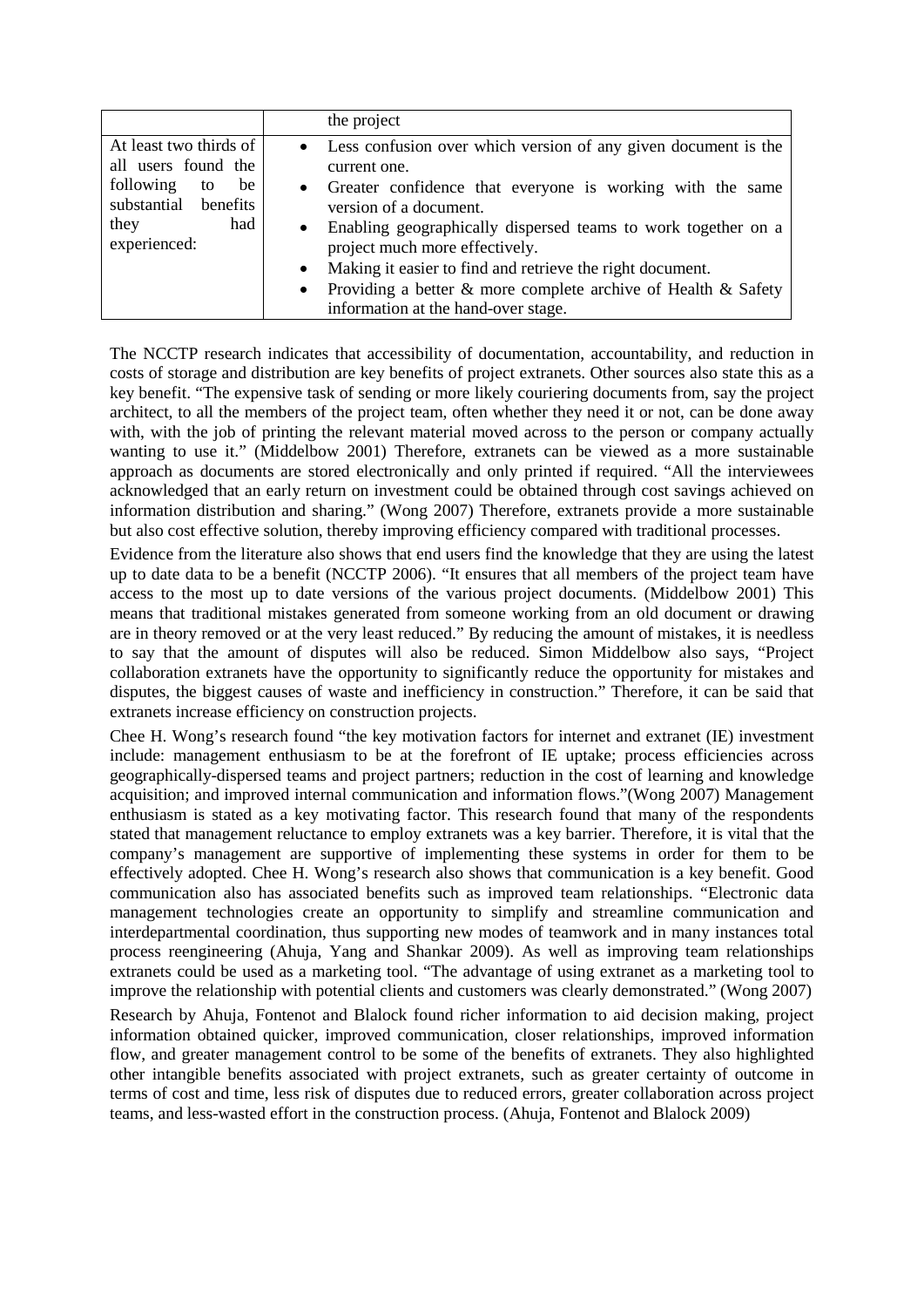| | the project |
|---|---|
| At least two thirds of all users found the following to be substantial benefits they had experienced: | • Less confusion over which version of any given document is the current one.<br>• Greater confidence that everyone is working with the same version of a document.<br>• Enabling geographically dispersed teams to work together on a project much more effectively.<br>• Making it easier to find and retrieve the right document.<br>• Providing a better & more complete archive of Health & Safety information at the hand-over stage. |

The NCCTP research indicates that accessibility of documentation, accountability, and reduction in costs of storage and distribution are key benefits of project extranets. Other sources also state this as a key benefit. "The expensive task of sending or more likely couriering documents from, say the project architect, to all the members of the project team, often whether they need it or not, can be done away with, with the job of printing the relevant material moved across to the person or company actually wanting to use it." (Middelbow 2001) Therefore, extranets can be viewed as a more sustainable approach as documents are stored electronically and only printed if required. "All the interviewees acknowledged that an early return on investment could be obtained through cost savings achieved on information distribution and sharing." (Wong 2007) Therefore, extranets provide a more sustainable but also cost effective solution, thereby improving efficiency compared with traditional processes.

Evidence from the literature also shows that end users find the knowledge that they are using the latest up to date data to be a benefit (NCCTP 2006). "It ensures that all members of the project team have access to the most up to date versions of the various project documents. (Middelbow 2001) This means that traditional mistakes generated from someone working from an old document or drawing are in theory removed or at the very least reduced." By reducing the amount of mistakes, it is needless to say that the amount of disputes will also be reduced. Simon Middelbow also says, "Project collaboration extranets have the opportunity to significantly reduce the opportunity for mistakes and disputes, the biggest causes of waste and inefficiency in construction." Therefore, it can be said that extranets increase efficiency on construction projects.

Chee H. Wong's research found "the key motivation factors for internet and extranet (IE) investment include: management enthusiasm to be at the forefront of IE uptake; process efficiencies across geographically-dispersed teams and project partners; reduction in the cost of learning and knowledge acquisition; and improved internal communication and information flows."(Wong 2007) Management enthusiasm is stated as a key motivating factor. This research found that many of the respondents stated that management reluctance to employ extranets was a key barrier. Therefore, it is vital that the company's management are supportive of implementing these systems in order for them to be effectively adopted. Chee H. Wong's research also shows that communication is a key benefit. Good communication also has associated benefits such as improved team relationships. "Electronic data management technologies create an opportunity to simplify and streamline communication and interdepartmental coordination, thus supporting new modes of teamwork and in many instances total process reengineering (Ahuja, Yang and Shankar 2009). As well as improving team relationships extranets could be used as a marketing tool. "The advantage of using extranet as a marketing tool to improve the relationship with potential clients and customers was clearly demonstrated." (Wong 2007)

Research by Ahuja, Fontenot and Blalock found richer information to aid decision making, project information obtained quicker, improved communication, closer relationships, improved information flow, and greater management control to be some of the benefits of extranets. They also highlighted other intangible benefits associated with project extranets, such as greater certainty of outcome in terms of cost and time, less risk of disputes due to reduced errors, greater collaboration across project teams, and less-wasted effort in the construction process. (Ahuja, Fontenot and Blalock 2009)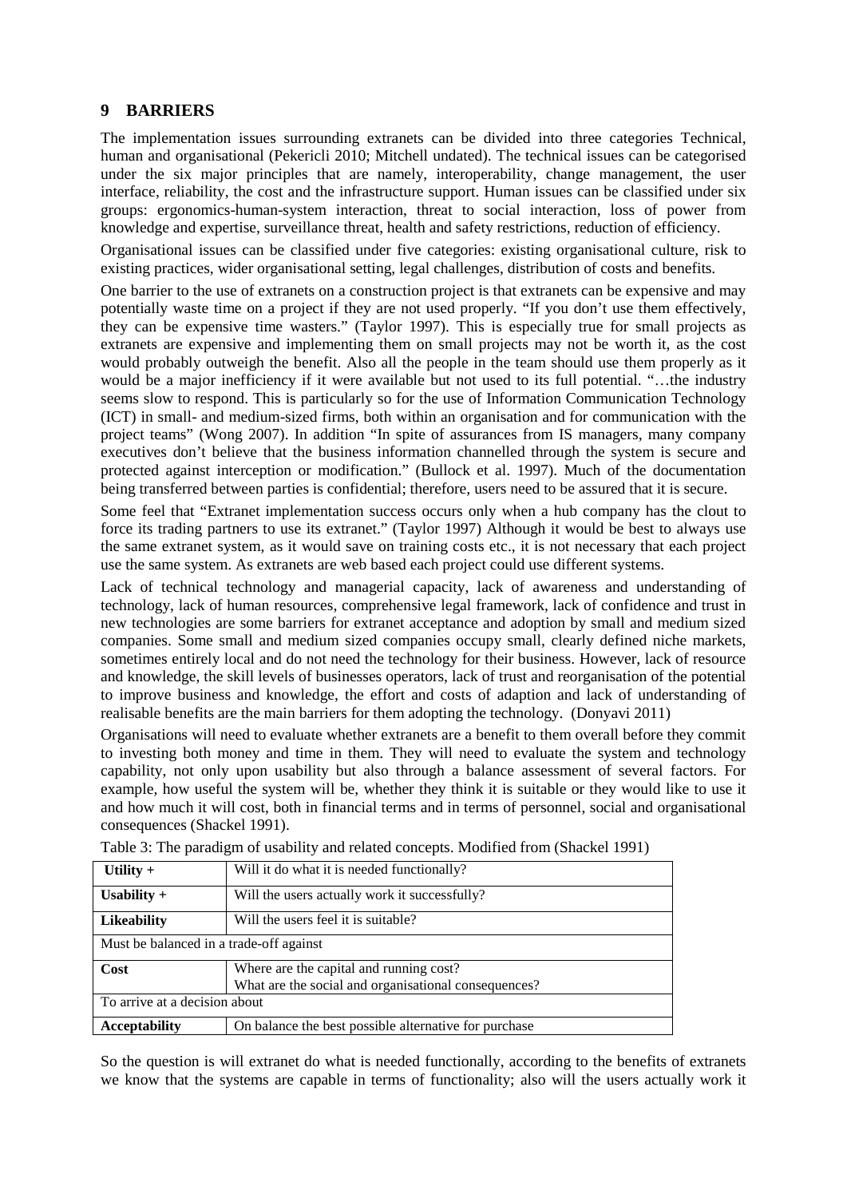## 9 BARRIERS

The implementation issues surrounding extranets can be divided into three categories Technical, human and organisational (Pekericli 2010; Mitchell undated). The technical issues can be categorised under the six major principles that are namely, interoperability, change management, the user interface, reliability, the cost and the infrastructure support. Human issues can be classified under six groups: ergonomics-human-system interaction, threat to social interaction, loss of power from knowledge and expertise, surveillance threat, health and safety restrictions, reduction of efficiency.

Organisational issues can be classified under five categories: existing organisational culture, risk to existing practices, wider organisational setting, legal challenges, distribution of costs and benefits.

One barrier to the use of extranets on a construction project is that extranets can be expensive and may potentially waste time on a project if they are not used properly. "If you don't use them effectively, they can be expensive time wasters." (Taylor 1997). This is especially true for small projects as extranets are expensive and implementing them on small projects may not be worth it, as the cost would probably outweigh the benefit. Also all the people in the team should use them properly as it would be a major inefficiency if it were available but not used to its full potential. "…the industry seems slow to respond. This is particularly so for the use of Information Communication Technology (ICT) in small- and medium-sized firms, both within an organisation and for communication with the project teams" (Wong 2007). In addition "In spite of assurances from IS managers, many company executives don't believe that the business information channelled through the system is secure and protected against interception or modification." (Bullock et al. 1997). Much of the documentation being transferred between parties is confidential; therefore, users need to be assured that it is secure.

Some feel that "Extranet implementation success occurs only when a hub company has the clout to force its trading partners to use its extranet." (Taylor 1997) Although it would be best to always use the same extranet system, as it would save on training costs etc., it is not necessary that each project use the same system. As extranets are web based each project could use different systems.

Lack of technical technology and managerial capacity, lack of awareness and understanding of technology, lack of human resources, comprehensive legal framework, lack of confidence and trust in new technologies are some barriers for extranet acceptance and adoption by small and medium sized companies. Some small and medium sized companies occupy small, clearly defined niche markets, sometimes entirely local and do not need the technology for their business. However, lack of resource and knowledge, the skill levels of businesses operators, lack of trust and reorganisation of the potential to improve business and knowledge, the effort and costs of adaption and lack of understanding of realisable benefits are the main barriers for them adopting the technology. (Donyavi 2011)

Organisations will need to evaluate whether extranets are a benefit to them overall before they commit to investing both money and time in them. They will need to evaluate the system and technology capability, not only upon usability but also through a balance assessment of several factors. For example, how useful the system will be, whether they think it is suitable or they would like to use it and how much it will cost, both in financial terms and in terms of personnel, social and organisational consequences (Shackel 1991).

Table 3: The paradigm of usability and related concepts. Modified from (Shackel 1991)

| | |
|---|---|
| **Utility +** | Will it do what it is needed functionally? |
| **Usability +** | Will the users actually work it successfully? |
| **Likeability** | Will the users feel it is suitable? |
| Must be balanced in a trade-off against | |
| **Cost** | Where are the capital and running cost?<br>What are the social and organisational consequences? |
| To arrive at a decision about | |
| **Acceptability** | On balance the best possible alternative for purchase |

So the question is will extranet do what is needed functionally, according to the benefits of extranets we know that the systems are capable in terms of functionality; also will the users actually work it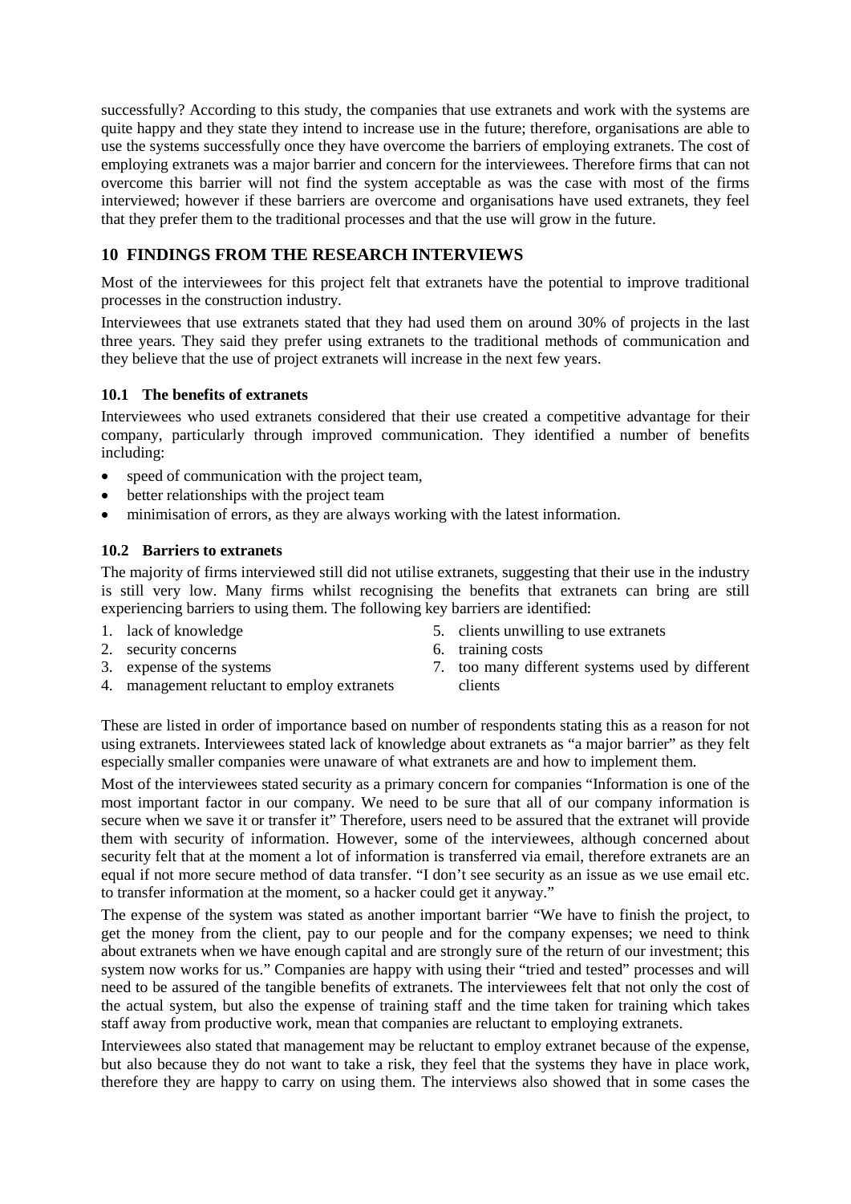successfully? According to this study, the companies that use extranets and work with the systems are quite happy and they state they intend to increase use in the future; therefore, organisations are able to use the systems successfully once they have overcome the barriers of employing extranets. The cost of employing extranets was a major barrier and concern for the interviewees. Therefore firms that can not overcome this barrier will not find the system acceptable as was the case with most of the firms interviewed; however if these barriers are overcome and organisations have used extranets, they feel that they prefer them to the traditional processes and that the use will grow in the future.

## 10 FINDINGS FROM THE RESEARCH INTERVIEWS

Most of the interviewees for this project felt that extranets have the potential to improve traditional processes in the construction industry.

Interviewees that use extranets stated that they had used them on around 30% of projects in the last three years. They said they prefer using extranets to the traditional methods of communication and they believe that the use of project extranets will increase in the next few years.

### 10.1 The benefits of extranets

Interviewees who used extranets considered that their use created a competitive advantage for their company, particularly through improved communication. They identified a number of benefits including:

- speed of communication with the project team,
- better relationships with the project team
- minimisation of errors, as they are always working with the latest information.

### 10.2 Barriers to extranets

The majority of firms interviewed still did not utilise extranets, suggesting that their use in the industry is still very low. Many firms whilst recognising the benefits that extranets can bring are still experiencing barriers to using them. The following key barriers are identified:

1. lack of knowledge
2. security concerns
3. expense of the systems
4. management reluctant to employ extranets
5. clients unwilling to use extranets
6. training costs
7. too many different systems used by different clients

These are listed in order of importance based on number of respondents stating this as a reason for not using extranets. Interviewees stated lack of knowledge about extranets as "a major barrier" as they felt especially smaller companies were unaware of what extranets are and how to implement them.

Most of the interviewees stated security as a primary concern for companies "Information is one of the most important factor in our company. We need to be sure that all of our company information is secure when we save it or transfer it" Therefore, users need to be assured that the extranet will provide them with security of information. However, some of the interviewees, although concerned about security felt that at the moment a lot of information is transferred via email, therefore extranets are an equal if not more secure method of data transfer. "I don't see security as an issue as we use email etc. to transfer information at the moment, so a hacker could get it anyway."

The expense of the system was stated as another important barrier "We have to finish the project, to get the money from the client, pay to our people and for the company expenses; we need to think about extranets when we have enough capital and are strongly sure of the return of our investment; this system now works for us." Companies are happy with using their "tried and tested" processes and will need to be assured of the tangible benefits of extranets. The interviewees felt that not only the cost of the actual system, but also the expense of training staff and the time taken for training which takes staff away from productive work, mean that companies are reluctant to employing extranets.

Interviewees also stated that management may be reluctant to employ extranet because of the expense, but also because they do not want to take a risk, they feel that the systems they have in place work, therefore they are happy to carry on using them. The interviews also showed that in some cases the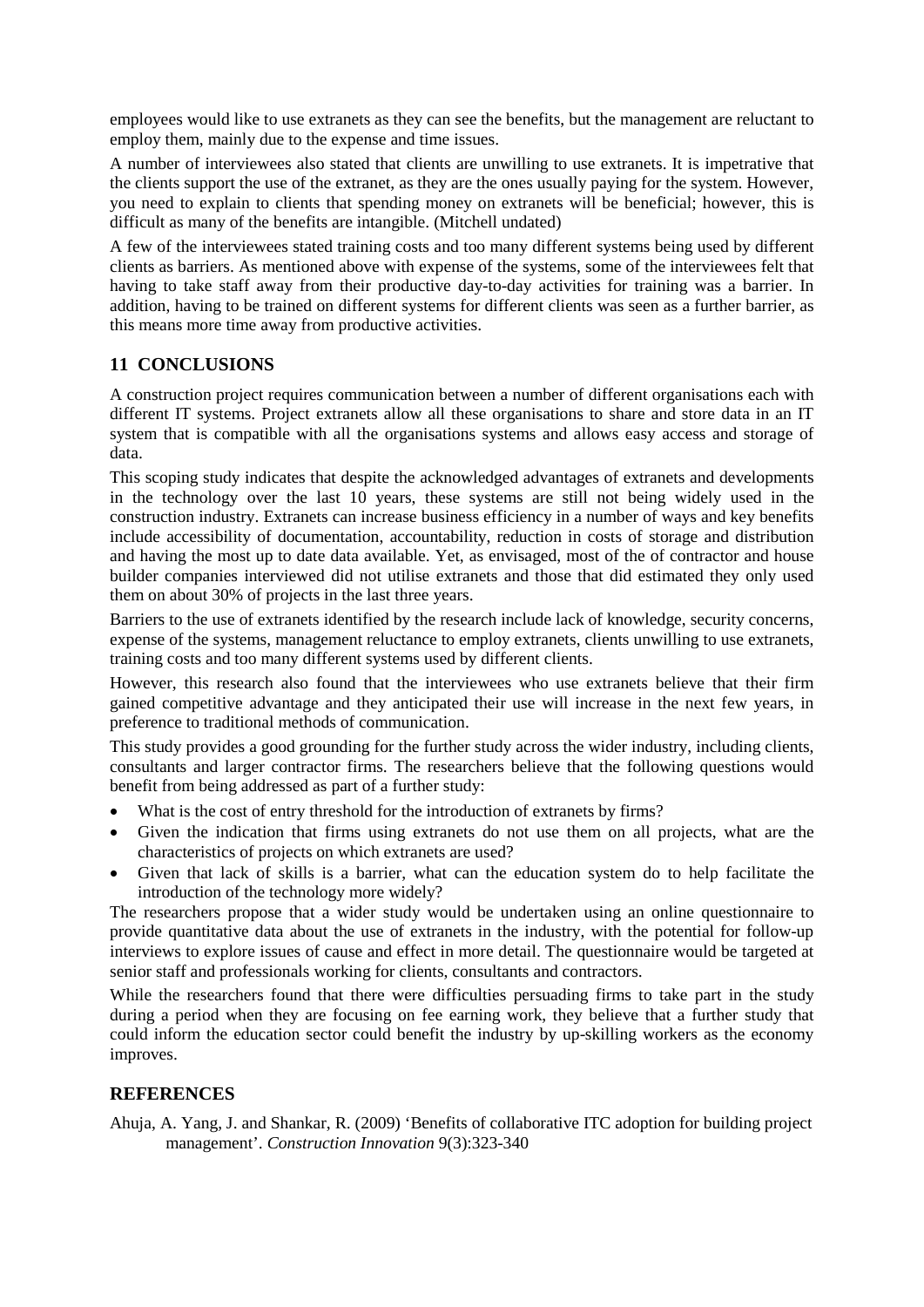employees would like to use extranets as they can see the benefits, but the management are reluctant to employ them, mainly due to the expense and time issues.

A number of interviewees also stated that clients are unwilling to use extranets. It is impetrative that the clients support the use of the extranet, as they are the ones usually paying for the system. However, you need to explain to clients that spending money on extranets will be beneficial; however, this is difficult as many of the benefits are intangible. (Mitchell undated)

A few of the interviewees stated training costs and too many different systems being used by different clients as barriers. As mentioned above with expense of the systems, some of the interviewees felt that having to take staff away from their productive day-to-day activities for training was a barrier. In addition, having to be trained on different systems for different clients was seen as a further barrier, as this means more time away from productive activities.

## 11 CONCLUSIONS

A construction project requires communication between a number of different organisations each with different IT systems. Project extranets allow all these organisations to share and store data in an IT system that is compatible with all the organisations systems and allows easy access and storage of data.

This scoping study indicates that despite the acknowledged advantages of extranets and developments in the technology over the last 10 years, these systems are still not being widely used in the construction industry. Extranets can increase business efficiency in a number of ways and key benefits include accessibility of documentation, accountability, reduction in costs of storage and distribution and having the most up to date data available. Yet, as envisaged, most of the of contractor and house builder companies interviewed did not utilise extranets and those that did estimated they only used them on about 30% of projects in the last three years.

Barriers to the use of extranets identified by the research include lack of knowledge, security concerns, expense of the systems, management reluctance to employ extranets, clients unwilling to use extranets, training costs and too many different systems used by different clients.

However, this research also found that the interviewees who use extranets believe that their firm gained competitive advantage and they anticipated their use will increase in the next few years, in preference to traditional methods of communication.

This study provides a good grounding for the further study across the wider industry, including clients, consultants and larger contractor firms. The researchers believe that the following questions would benefit from being addressed as part of a further study:

- What is the cost of entry threshold for the introduction of extranets by firms?
- Given the indication that firms using extranets do not use them on all projects, what are the characteristics of projects on which extranets are used?
- Given that lack of skills is a barrier, what can the education system do to help facilitate the introduction of the technology more widely?

The researchers propose that a wider study would be undertaken using an online questionnaire to provide quantitative data about the use of extranets in the industry, with the potential for follow-up interviews to explore issues of cause and effect in more detail. The questionnaire would be targeted at senior staff and professionals working for clients, consultants and contractors.

While the researchers found that there were difficulties persuading firms to take part in the study during a period when they are focusing on fee earning work, they believe that a further study that could inform the education sector could benefit the industry by up-skilling workers as the economy improves.

## REFERENCES

Ahuja, A. Yang, J. and Shankar, R. (2009) 'Benefits of collaborative ITC adoption for building project management'. *Construction Innovation* 9(3):323-340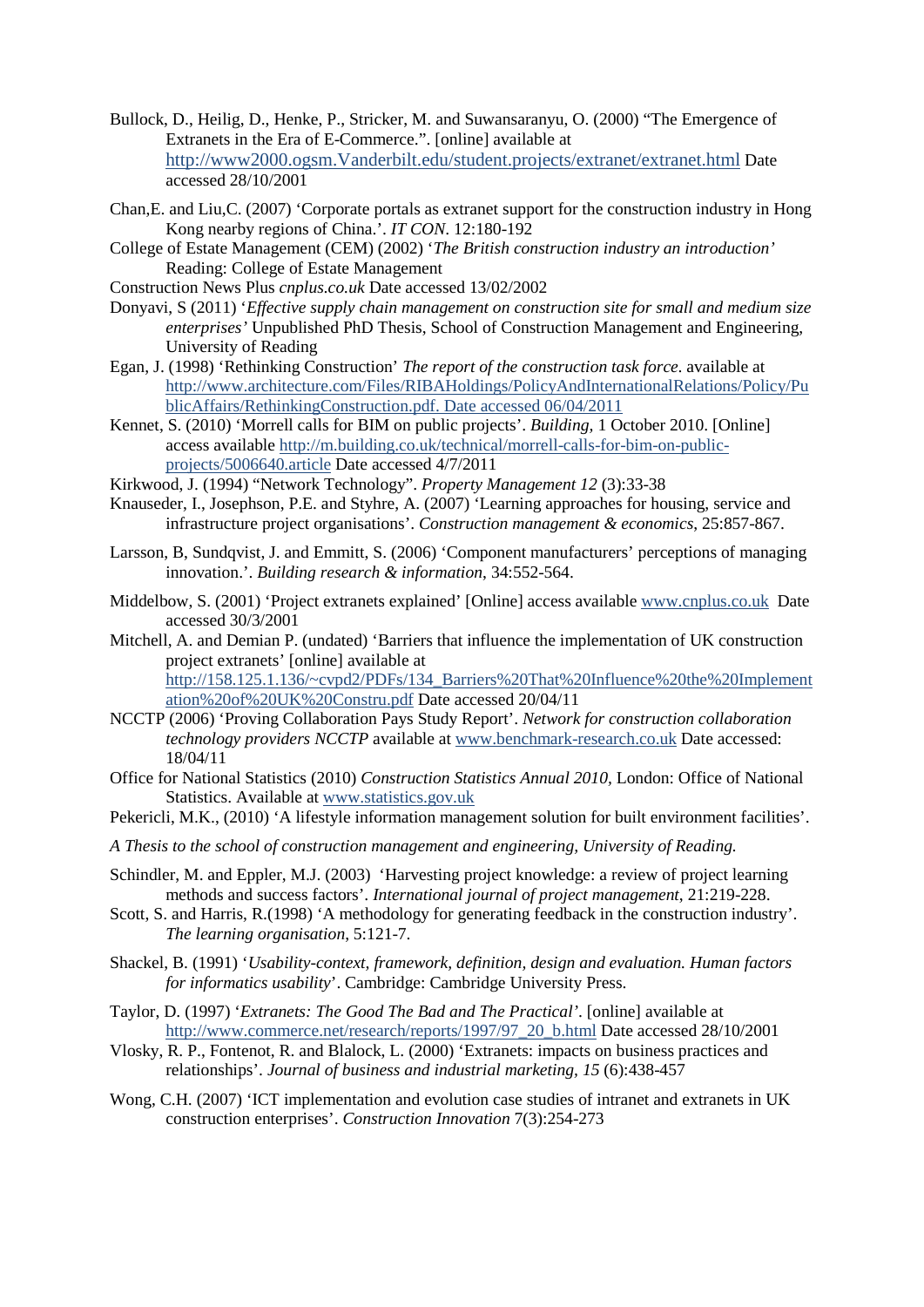Bullock, D., Heilig, D., Henke, P., Stricker, M. and Suwansaranyu, O. (2000) "The Emergence of Extranets in the Era of E-Commerce.". [online] available at http://www2000.ogsm.Vanderbilt.edu/student.projects/extranet/extranet.html Date accessed 28/10/2001

Chan,E. and Liu,C. (2007) 'Corporate portals as extranet support for the construction industry in Hong Kong nearby regions of China.'. *IT CON*. 12:180-192

College of Estate Management (CEM) (2002) '*The British construction industry an introduction'* Reading: College of Estate Management

Construction News Plus *cnplus.co.uk* Date accessed 13/02/2002

Donyavi, S (2011) '*Effective supply chain management on construction site for small and medium size enterprises'* Unpublished PhD Thesis, School of Construction Management and Engineering, University of Reading

Egan, J. (1998) 'Rethinking Construction' *The report of the construction task force.* available at http://www.architecture.com/Files/RIBAHoldings/PolicyAndInternationalRelations/Policy/PublicAffairs/RethinkingConstruction.pdf. Date accessed 06/04/2011

Kennet, S. (2010) 'Morrell calls for BIM on public projects'. *Building,* 1 October 2010. [Online] access available http://m.building.co.uk/technical/morrell-calls-for-bim-on-public-projects/5006640.article Date accessed 4/7/2011

Kirkwood, J. (1994) "Network Technology". *Property Management 12* (3):33-38

Knauseder, I., Josephson, P.E. and Styhre, A. (2007) 'Learning approaches for housing, service and infrastructure project organisations'. *Construction management & economics,* 25:857-867.

Larsson, B, Sundqvist, J. and Emmitt, S. (2006) 'Component manufacturers' perceptions of managing innovation.'. *Building research & information*, 34:552-564.

Middelbow, S. (2001) 'Project extranets explained' [Online] access available www.cnplus.co.uk Date accessed 30/3/2001

Mitchell, A. and Demian P. (undated) 'Barriers that influence the implementation of UK construction project extranets' [online] available at http://158.125.1.136/~cvpd2/PDFs/134_Barriers%20That%20Influence%20the%20Implementation%20of%20UK%20Constru.pdf Date accessed 20/04/11

NCCTP (2006) 'Proving Collaboration Pays Study Report'. *Network for construction collaboration technology providers NCCTP* available at www.benchmark-research.co.uk Date accessed: 18/04/11

Office for National Statistics (2010) *Construction Statistics Annual 2010,* London: Office of National Statistics. Available at www.statistics.gov.uk

Pekericli, M.K., (2010) 'A lifestyle information management solution for built environment facilities'.

*A Thesis to the school of construction management and engineering, University of Reading.*

Schindler, M. and Eppler, M.J. (2003) 'Harvesting project knowledge: a review of project learning methods and success factors'. *International journal of project management*, 21:219-228.

Scott, S. and Harris, R.(1998) 'A methodology for generating feedback in the construction industry'. *The learning organisation*, 5:121-7.

Shackel, B. (1991) '*Usability-context, framework, definition, design and evaluation. Human factors for informatics usability*'. Cambridge: Cambridge University Press.

Taylor, D. (1997) '*Extranets: The Good The Bad and The Practical'*. [online] available at http://www.commerce.net/research/reports/1997/97_20_b.html Date accessed 28/10/2001

Vlosky, R. P., Fontenot, R. and Blalock, L. (2000) 'Extranets: impacts on business practices and relationships'. *Journal of business and industrial marketing, 15* (6):438-457

Wong, C.H. (2007) 'ICT implementation and evolution case studies of intranet and extranets in UK construction enterprises'. *Construction Innovation* 7(3):254-273